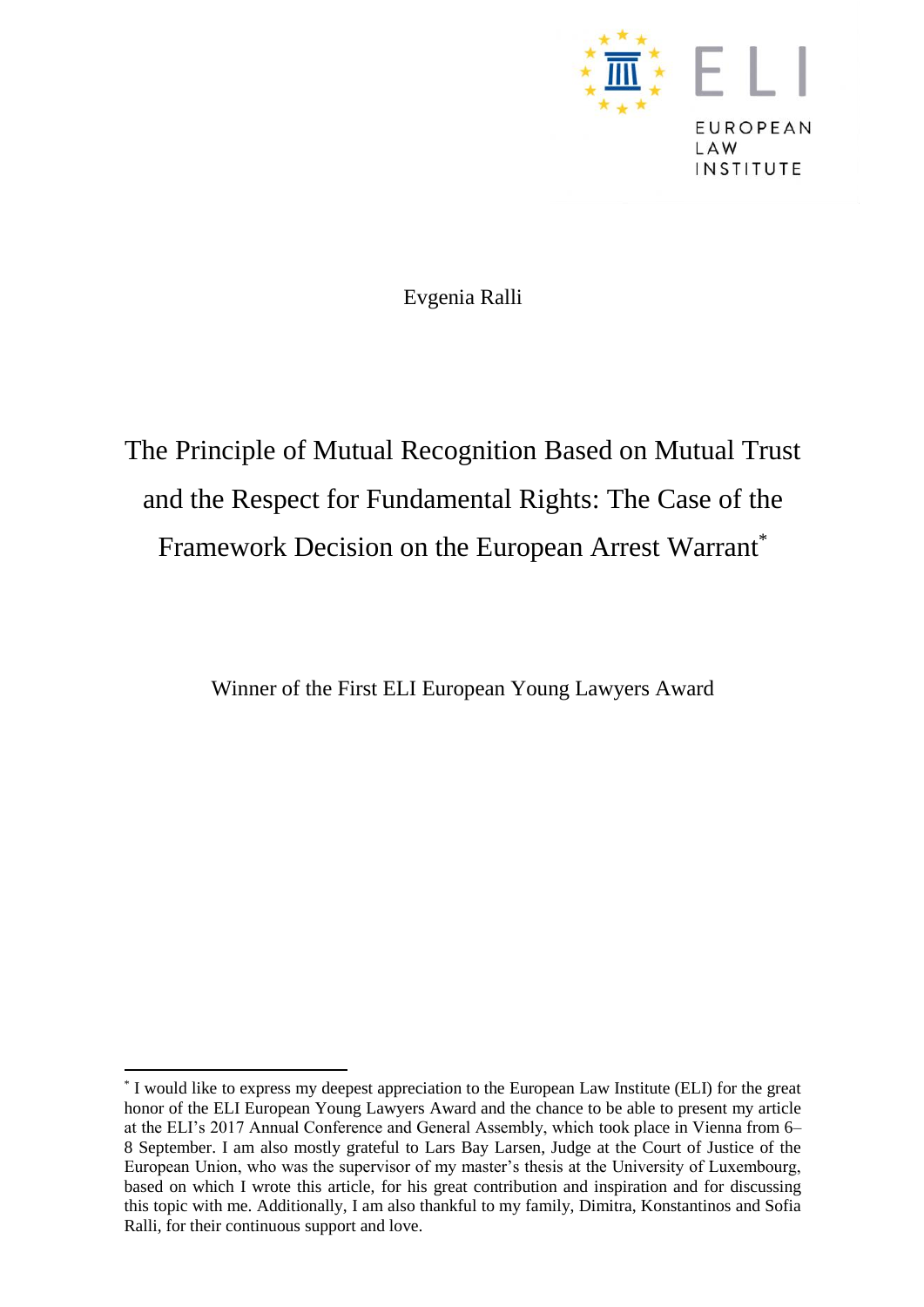EUROPEAN LAW INSTITUTE

Evgenia Ralli

# The Principle of Mutual Recognition Based on Mutual Trust and the Respect for Fundamental Rights: The Case of the Framework Decision on the European Arrest Warrant[*]

Winner of the First ELI European Young Lawyers Award

---

[*] I would like to express my deepest appreciation to the European Law Institute (ELI) for the great honor of the ELI European Young Lawyers Award and the chance to be able to present my article at the ELI's 2017 Annual Conference and General Assembly, which took place in Vienna from 6–8 September. I am also mostly grateful to Lars Bay Larsen, Judge at the Court of Justice of the European Union, who was the supervisor of my master's thesis at the University of Luxembourg, based on which I wrote this article, for his great contribution and inspiration and for discussing this topic with me. Additionally, I am also thankful to my family, Dimitra, Konstantinos and Sofia Ralli, for their continuous support and love.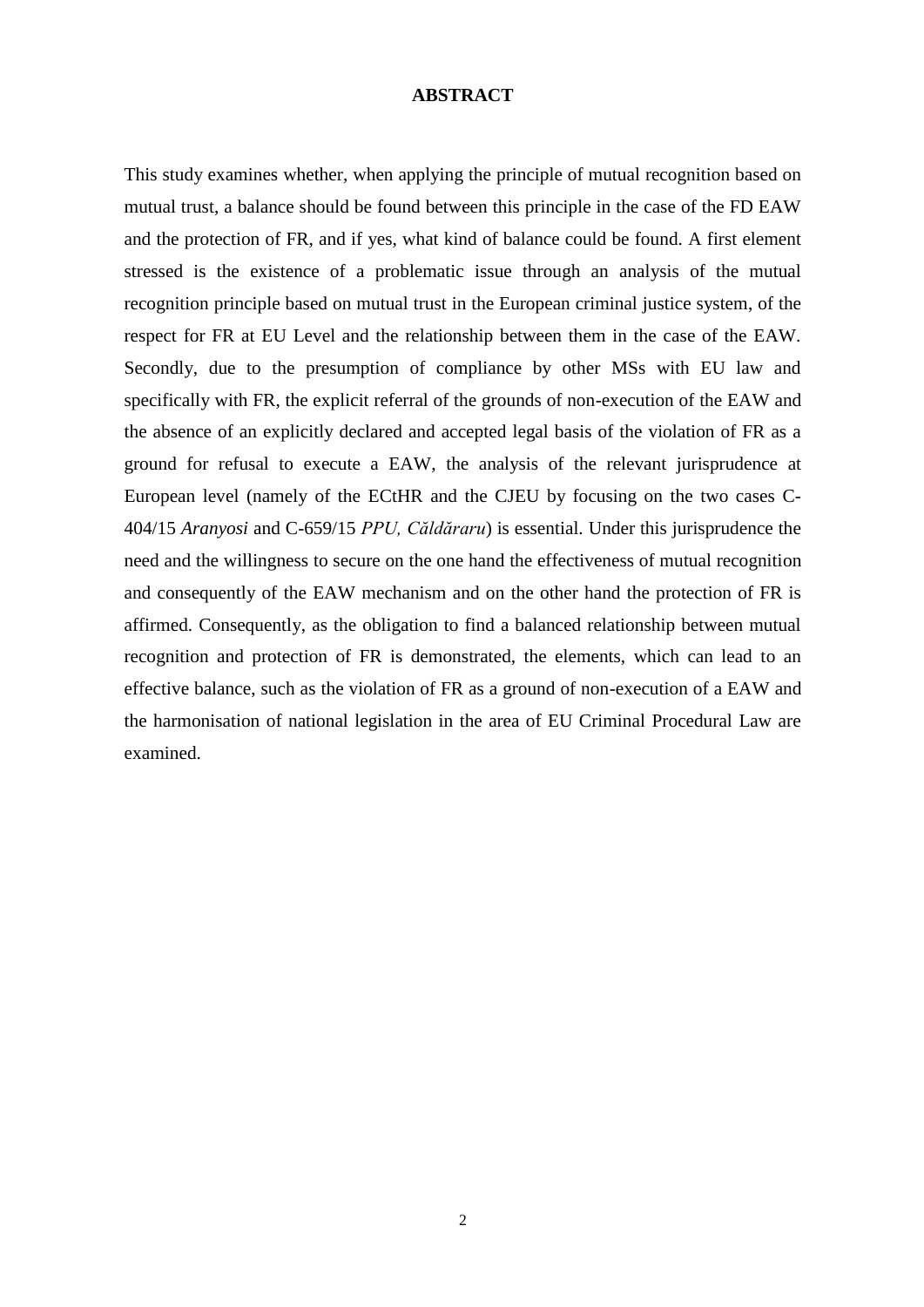## ABSTRACT

This study examines whether, when applying the principle of mutual recognition based on mutual trust, a balance should be found between this principle in the case of the FD EAW and the protection of FR, and if yes, what kind of balance could be found. A first element stressed is the existence of a problematic issue through an analysis of the mutual recognition principle based on mutual trust in the European criminal justice system, of the respect for FR at EU Level and the relationship between them in the case of the EAW. Secondly, due to the presumption of compliance by other MSs with EU law and specifically with FR, the explicit referral of the grounds of non-execution of the EAW and the absence of an explicitly declared and accepted legal basis of the violation of FR as a ground for refusal to execute a EAW, the analysis of the relevant jurisprudence at European level (namely of the ECtHR and the CJEU by focusing on the two cases C-404/15 *Aranyosi* and C-659/15 *PPU, Căldăraru*) is essential. Under this jurisprudence the need and the willingness to secure on the one hand the effectiveness of mutual recognition and consequently of the EAW mechanism and on the other hand the protection of FR is affirmed. Consequently, as the obligation to find a balanced relationship between mutual recognition and protection of FR is demonstrated, the elements, which can lead to an effective balance, such as the violation of FR as a ground of non-execution of a EAW and the harmonisation of national legislation in the area of EU Criminal Procedural Law are examined.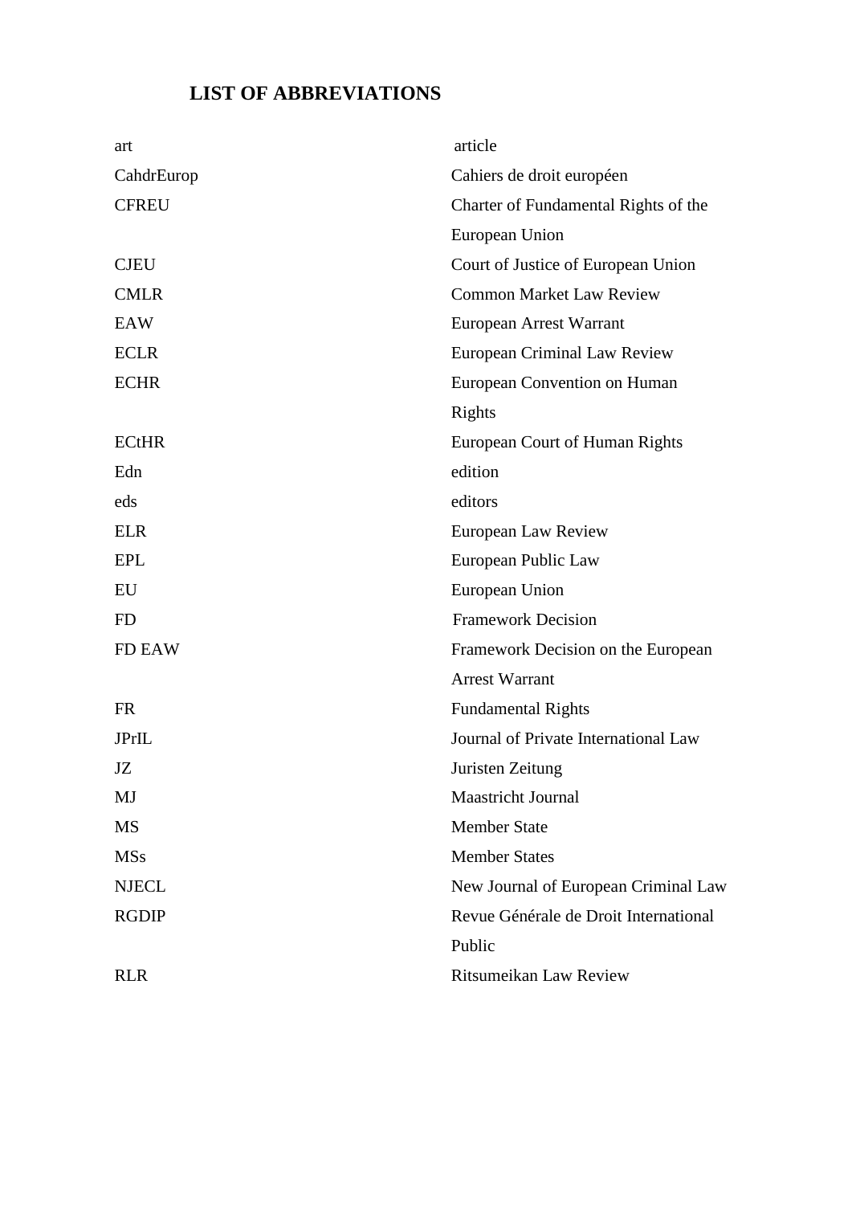# LIST OF ABBREVIATIONS

| | |
|---|---|
| art | article |
| CahdrEurop | Cahiers de droit européen |
| CFREU | Charter of Fundamental Rights of the European Union |
| CJEU | Court of Justice of European Union |
| CMLR | Common Market Law Review |
| EAW | European Arrest Warrant |
| ECLR | European Criminal Law Review |
| ECHR | European Convention on Human Rights |
| ECtHR | European Court of Human Rights |
| Edn | edition |
| eds | editors |
| ELR | European Law Review |
| EPL | European Public Law |
| EU | European Union |
| FD | Framework Decision |
| FD EAW | Framework Decision on the European Arrest Warrant |
| FR | Fundamental Rights |
| JPrIL | Journal of Private International Law |
| JZ | Juristen Zeitung |
| MJ | Maastricht Journal |
| MS | Member State |
| MSs | Member States |
| NJECL | New Journal of European Criminal Law |
| RGDIP | Revue Générale de Droit International Public |
| RLR | Ritsumeikan Law Review |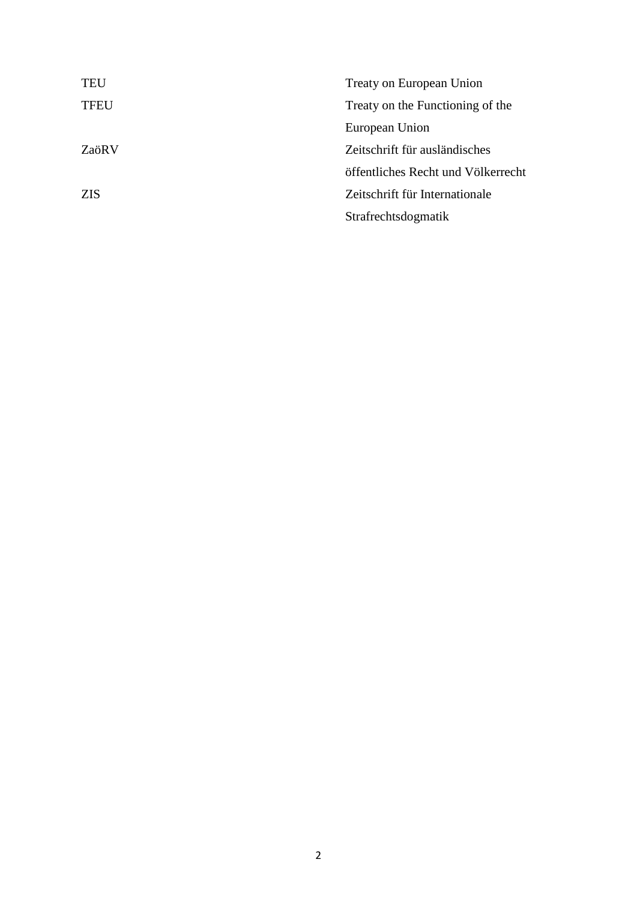| | |
|---|---|
| TEU | Treaty on European Union |
| TFEU | Treaty on the Functioning of the European Union |
| ZaöRV | Zeitschrift für ausländisches öffentliches Recht und Völkerrecht |
| ZIS | Zeitschrift für Internationale Strafrechtsdogmatik |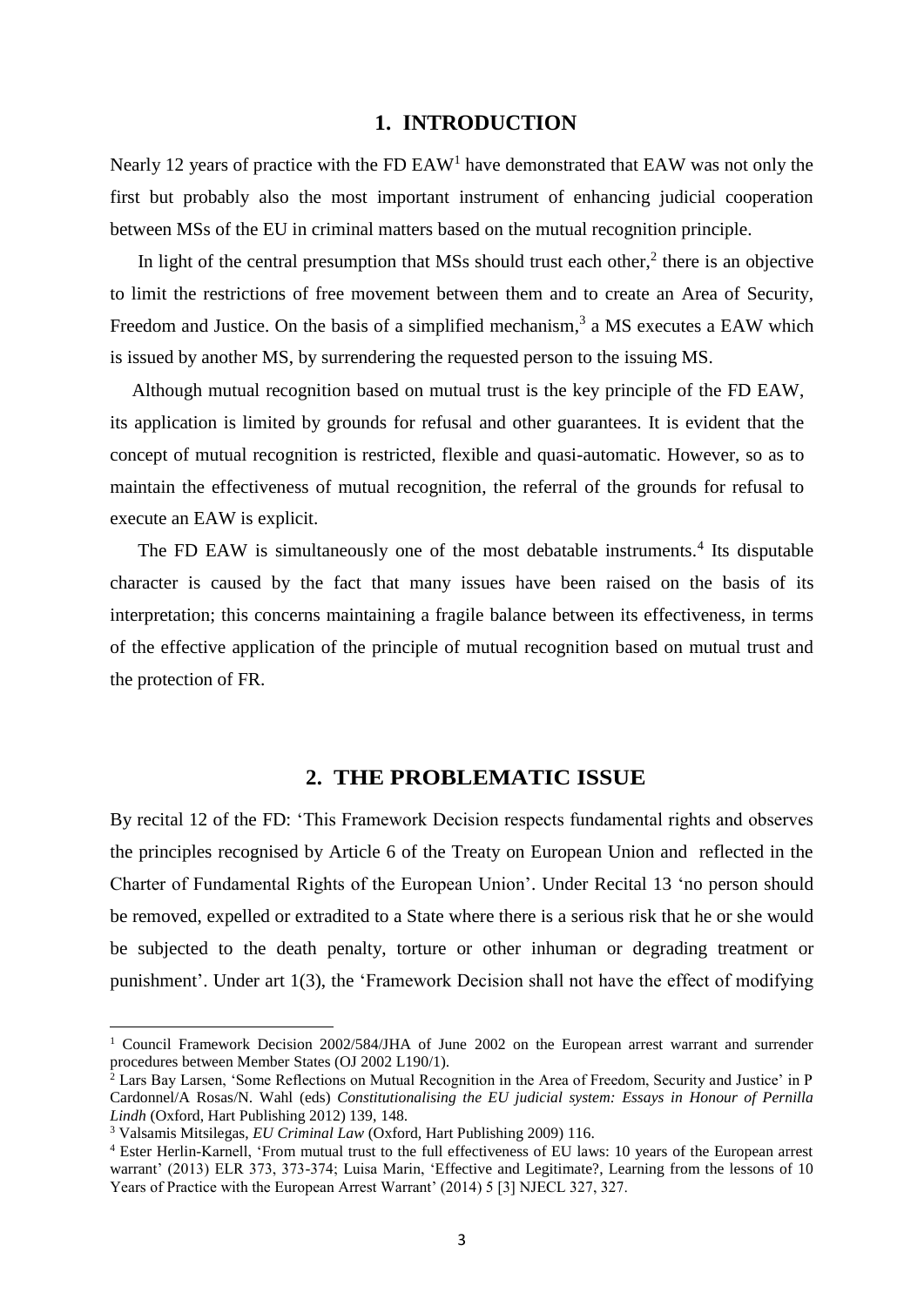## 1. INTRODUCTION

Nearly 12 years of practice with the FD EAW[1] have demonstrated that EAW was not only the first but probably also the most important instrument of enhancing judicial cooperation between MSs of the EU in criminal matters based on the mutual recognition principle.

In light of the central presumption that MSs should trust each other,[2] there is an objective to limit the restrictions of free movement between them and to create an Area of Security, Freedom and Justice. On the basis of a simplified mechanism,[3] a MS executes a EAW which is issued by another MS, by surrendering the requested person to the issuing MS.

Although mutual recognition based on mutual trust is the key principle of the FD EAW, its application is limited by grounds for refusal and other guarantees. It is evident that the concept of mutual recognition is restricted, flexible and quasi-automatic. However, so as to maintain the effectiveness of mutual recognition, the referral of the grounds for refusal to execute an EAW is explicit.

The FD EAW is simultaneously one of the most debatable instruments.[4] Its disputable character is caused by the fact that many issues have been raised on the basis of its interpretation; this concerns maintaining a fragile balance between its effectiveness, in terms of the effective application of the principle of mutual recognition based on mutual trust and the protection of FR.

## 2. THE PROBLEMATIC ISSUE

By recital 12 of the FD: 'This Framework Decision respects fundamental rights and observes the principles recognised by Article 6 of the Treaty on European Union and reflected in the Charter of Fundamental Rights of the European Union'. Under Recital 13 'no person should be removed, expelled or extradited to a State where there is a serious risk that he or she would be subjected to the death penalty, torture or other inhuman or degrading treatment or punishment'. Under art 1(3), the 'Framework Decision shall not have the effect of modifying

---

[1] Council Framework Decision 2002/584/JHA of June 2002 on the European arrest warrant and surrender procedures between Member States (OJ 2002 L190/1).

[2] Lars Bay Larsen, 'Some Reflections on Mutual Recognition in the Area of Freedom, Security and Justice' in P Cardonnel/A Rosas/N. Wahl (eds) *Constitutionalising the EU judicial system: Essays in Honour of Pernilla Lindh* (Oxford, Hart Publishing 2012) 139, 148.

[3] Valsamis Mitsilegas, *EU Criminal Law* (Oxford, Hart Publishing 2009) 116.

[4] Ester Herlin-Karnell, 'From mutual trust to the full effectiveness of EU laws: 10 years of the European arrest warrant' (2013) ELR 373, 373-374; Luisa Marin, 'Effective and Legitimate?, Learning from the lessons of 10 Years of Practice with the European Arrest Warrant' (2014) 5 [3] NJECL 327, 327.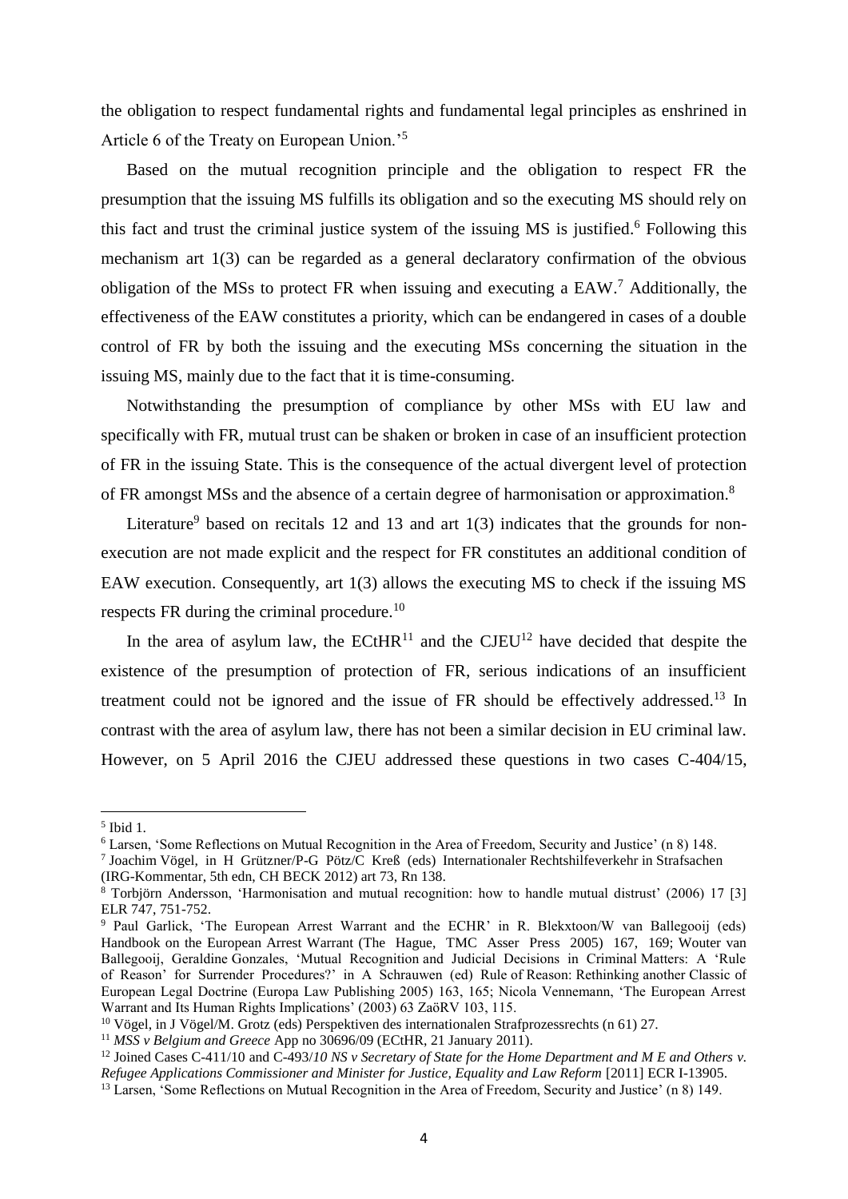the obligation to respect fundamental rights and fundamental legal principles as enshrined in Article 6 of the Treaty on European Union.'[5]

Based on the mutual recognition principle and the obligation to respect FR the presumption that the issuing MS fulfills its obligation and so the executing MS should rely on this fact and trust the criminal justice system of the issuing MS is justified.[6] Following this mechanism art 1(3) can be regarded as a general declaratory confirmation of the obvious obligation of the MSs to protect FR when issuing and executing a EAW.[7] Additionally, the effectiveness of the EAW constitutes a priority, which can be endangered in cases of a double control of FR by both the issuing and the executing MSs concerning the situation in the issuing MS, mainly due to the fact that it is time-consuming.

Notwithstanding the presumption of compliance by other MSs with EU law and specifically with FR, mutual trust can be shaken or broken in case of an insufficient protection of FR in the issuing State. This is the consequence of the actual divergent level of protection of FR amongst MSs and the absence of a certain degree of harmonisation or approximation.[8]

Literature[9] based on recitals 12 and 13 and art 1(3) indicates that the grounds for non-execution are not made explicit and the respect for FR constitutes an additional condition of EAW execution. Consequently, art 1(3) allows the executing MS to check if the issuing MS respects FR during the criminal procedure.[10]

In the area of asylum law, the ECtHR[11] and the CJEU[12] have decided that despite the existence of the presumption of protection of FR, serious indications of an insufficient treatment could not be ignored and the issue of FR should be effectively addressed.[13] In contrast with the area of asylum law, there has not been a similar decision in EU criminal law. However, on 5 April 2016 the CJEU addressed these questions in two cases C-404/15,

---

[5] Ibid 1.

[6] Larsen, 'Some Reflections on Mutual Recognition in the Area of Freedom, Security and Justice' (n 8) 148.

[7] Joachim Vögel, in H Grützner/P-G Pötz/C Kreß (eds) Internationaler Rechtshilfeverkehr in Strafsachen (IRG-Kommentar, 5th edn, CH BECK 2012) art 73, Rn 138.

[8] Torbjörn Andersson, 'Harmonisation and mutual recognition: how to handle mutual distrust' (2006) 17 [3] ELR 747, 751-752.

[9] Paul Garlick, 'The European Arrest Warrant and the ECHR' in R. Blekxtoon/W van Ballegooij (eds) Handbook on the European Arrest Warrant (The Hague, TMC Asser Press 2005) 167, 169; Wouter van Ballegooij, Geraldine Gonzales, 'Mutual Recognition and Judicial Decisions in Criminal Matters: A 'Rule of Reason' for Surrender Procedures?' in A Schrauwen (ed) Rule of Reason: Rethinking another Classic of European Legal Doctrine (Europa Law Publishing 2005) 163, 165; Nicola Vennemann, 'The European Arrest Warrant and Its Human Rights Implications' (2003) 63 ZaöRV 103, 115.

[10] Vögel, in J Vögel/M. Grotz (eds) Perspektiven des internationalen Strafprozessrechts (n 61) 27.

[11] *MSS v Belgium and Greece* App no 30696/09 (ECtHR, 21 January 2011).

[12] Joined Cases C-411/10 and C-493/*10 NS v Secretary of State for the Home Department and M E and Others v. Refugee Applications Commissioner and Minister for Justice, Equality and Law Reform* [2011] ECR I-13905.

[13] Larsen, 'Some Reflections on Mutual Recognition in the Area of Freedom, Security and Justice' (n 8) 149.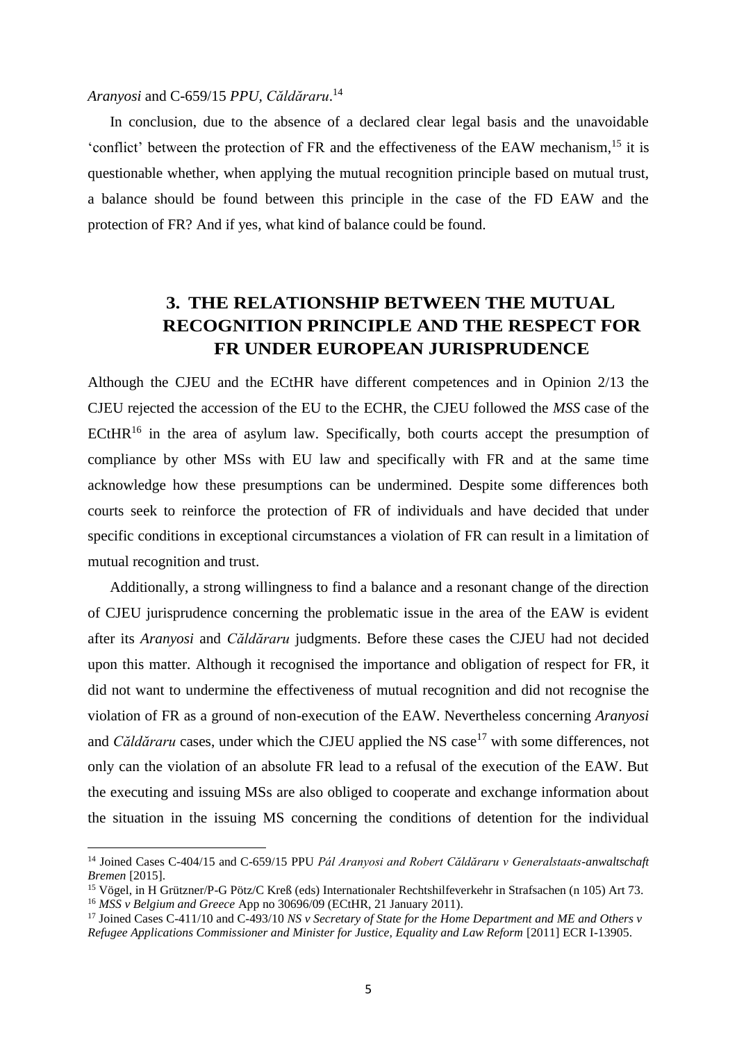*Aranyosi* and C-659/15 *PPU, Căldăraru*.[14]

In conclusion, due to the absence of a declared clear legal basis and the unavoidable 'conflict' between the protection of FR and the effectiveness of the EAW mechanism,[15] it is questionable whether, when applying the mutual recognition principle based on mutual trust, a balance should be found between this principle in the case of the FD EAW and the protection of FR? And if yes, what kind of balance could be found.

## 3. THE RELATIONSHIP BETWEEN THE MUTUAL RECOGNITION PRINCIPLE AND THE RESPECT FOR FR UNDER EUROPEAN JURISPRUDENCE

Although the CJEU and the ECtHR have different competences and in Opinion 2/13 the CJEU rejected the accession of the EU to the ECHR, the CJEU followed the *MSS* case of the ECtHR[16] in the area of asylum law. Specifically, both courts accept the presumption of compliance by other MSs with EU law and specifically with FR and at the same time acknowledge how these presumptions can be undermined. Despite some differences both courts seek to reinforce the protection of FR of individuals and have decided that under specific conditions in exceptional circumstances a violation of FR can result in a limitation of mutual recognition and trust.

Additionally, a strong willingness to find a balance and a resonant change of the direction of CJEU jurisprudence concerning the problematic issue in the area of the EAW is evident after its *Aranyosi* and *Căldăraru* judgments. Before these cases the CJEU had not decided upon this matter. Although it recognised the importance and obligation of respect for FR, it did not want to undermine the effectiveness of mutual recognition and did not recognise the violation of FR as a ground of non-execution of the EAW. Nevertheless concerning *Aranyosi* and *Căldăraru* cases, under which the CJEU applied the NS case[17] with some differences, not only can the violation of an absolute FR lead to a refusal of the execution of the EAW. But the executing and issuing MSs are also obliged to cooperate and exchange information about the situation in the issuing MS concerning the conditions of detention for the individual

---

[14] Joined Cases C-404/15 and C-659/15 PPU *Pál Aranyosi and Robert Căldăraru v Generalstaats-anwaltschaft Bremen* [2015].

[15] Vögel, in H Grützner/P-G Pötz/C Kreß (eds) Internationaler Rechtshilfeverkehr in Strafsachen (n 105) Art 73.

[16] *MSS v Belgium and Greece* App no 30696/09 (ECtHR, 21 January 2011).

[17] Joined Cases C-411/10 and C-493/10 *NS v Secretary of State for the Home Department and ME and Others v Refugee Applications Commissioner and Minister for Justice, Equality and Law Reform* [2011] ECR I-13905.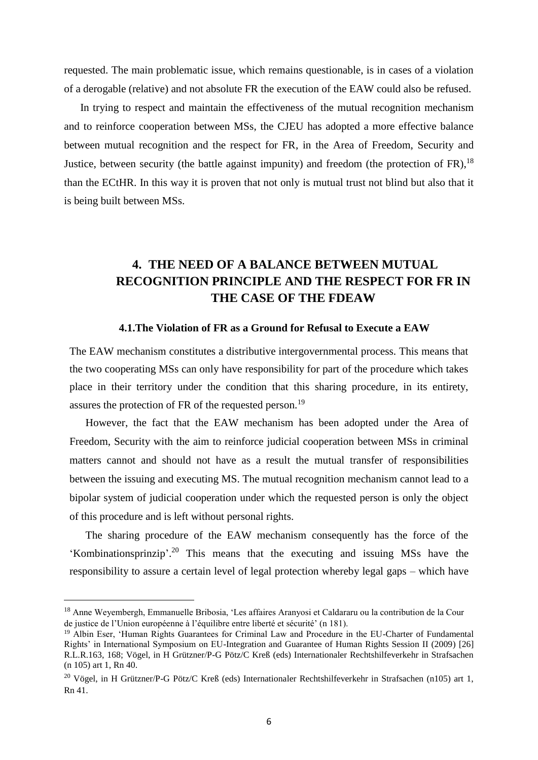requested. The main problematic issue, which remains questionable, is in cases of a violation of a derogable (relative) and not absolute FR the execution of the EAW could also be refused.

In trying to respect and maintain the effectiveness of the mutual recognition mechanism and to reinforce cooperation between MSs, the CJEU has adopted a more effective balance between mutual recognition and the respect for FR, in the Area of Freedom, Security and Justice, between security (the battle against impunity) and freedom (the protection of FR),[18] than the ECtHR. In this way it is proven that not only is mutual trust not blind but also that it is being built between MSs.

## 4. THE NEED OF A BALANCE BETWEEN MUTUAL RECOGNITION PRINCIPLE AND THE RESPECT FOR FR IN THE CASE OF THE FDEAW

### 4.1.The Violation of FR as a Ground for Refusal to Execute a EAW

The EAW mechanism constitutes a distributive intergovernmental process. This means that the two cooperating MSs can only have responsibility for part of the procedure which takes place in their territory under the condition that this sharing procedure, in its entirety, assures the protection of FR of the requested person.[19]

However, the fact that the EAW mechanism has been adopted under the Area of Freedom, Security with the aim to reinforce judicial cooperation between MSs in criminal matters cannot and should not have as a result the mutual transfer of responsibilities between the issuing and executing MS. The mutual recognition mechanism cannot lead to a bipolar system of judicial cooperation under which the requested person is only the object of this procedure and is left without personal rights.

The sharing procedure of the EAW mechanism consequently has the force of the 'Kombinationsprinzip'.[20] This means that the executing and issuing MSs have the responsibility to assure a certain level of legal protection whereby legal gaps – which have

---

[18] Anne Weyembergh, Emmanuelle Bribosia, 'Les affaires Aranyosi et Caldararu ou la contribution de la Cour de justice de l'Union européenne à l'équilibre entre liberté et sécurité' (n 181).

[19] Albin Eser, 'Human Rights Guarantees for Criminal Law and Procedure in the EU-Charter of Fundamental Rights' in International Symposium on EU-Integration and Guarantee of Human Rights Session II (2009) [26] R.L.R.163, 168; Vögel, in H Grützner/P-G Pötz/C Kreß (eds) Internationaler Rechtshilfeverkehr in Strafsachen (n 105) art 1, Rn 40.

[20] Vögel, in H Grützner/P-G Pötz/C Kreß (eds) Internationaler Rechtshilfeverkehr in Strafsachen (n105) art 1, Rn 41.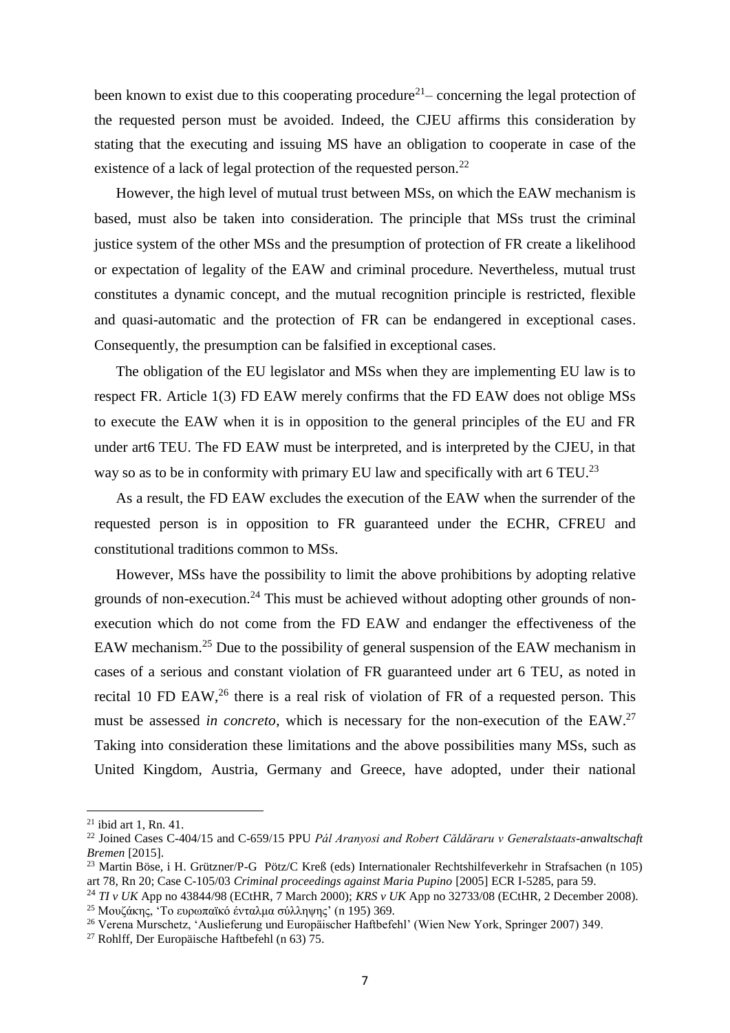been known to exist due to this cooperating procedure[21]– concerning the legal protection of the requested person must be avoided. Indeed, the CJEU affirms this consideration by stating that the executing and issuing MS have an obligation to cooperate in case of the existence of a lack of legal protection of the requested person.[22]

However, the high level of mutual trust between MSs, on which the EAW mechanism is based, must also be taken into consideration. The principle that MSs trust the criminal justice system of the other MSs and the presumption of protection of FR create a likelihood or expectation of legality of the EAW and criminal procedure. Nevertheless, mutual trust constitutes a dynamic concept, and the mutual recognition principle is restricted, flexible and quasi-automatic and the protection of FR can be endangered in exceptional cases. Consequently, the presumption can be falsified in exceptional cases.

The obligation of the EU legislator and MSs when they are implementing EU law is to respect FR. Article 1(3) FD EAW merely confirms that the FD EAW does not oblige MSs to execute the EAW when it is in opposition to the general principles of the EU and FR under art6 TEU. The FD EAW must be interpreted, and is interpreted by the CJEU, in that way so as to be in conformity with primary EU law and specifically with art 6 TEU.[23]

As a result, the FD EAW excludes the execution of the EAW when the surrender of the requested person is in opposition to FR guaranteed under the ECHR, CFREU and constitutional traditions common to MSs.

However, MSs have the possibility to limit the above prohibitions by adopting relative grounds of non-execution.[24] This must be achieved without adopting other grounds of non-execution which do not come from the FD EAW and endanger the effectiveness of the EAW mechanism.[25] Due to the possibility of general suspension of the EAW mechanism in cases of a serious and constant violation of FR guaranteed under art 6 TEU, as noted in recital 10 FD EAW,[26] there is a real risk of violation of FR of a requested person. This must be assessed *in concreto*, which is necessary for the non-execution of the EAW.[27] Taking into consideration these limitations and the above possibilities many MSs, such as United Kingdom, Austria, Germany and Greece, have adopted, under their national

---

[21] ibid art 1, Rn. 41.

[22] Joined Cases C-404/15 and C-659/15 PPU *Pál Aranyosi and Robert Căldăraru v Generalstaats-anwaltschaft Bremen* [2015].

[23] Martin Böse, i H. Grützner/P-G Pötz/C Kreß (eds) Internationaler Rechtshilfeverkehr in Strafsachen (n 105) art 78, Rn 20; Case C-105/03 *Criminal proceedings against Maria Pupino* [2005] ECR I-5285, para 59.

[24] *TI v UK* App no 43844/98 (ECtHR, 7 March 2000); *KRS v UK* App no 32733/08 (ECtHR, 2 December 2008).

[25] Μουζάκης, 'Το ευρωπαϊκό ένταλμα σύλληψης' (n 195) 369.

[26] Verena Murschetz, 'Auslieferung und Europäischer Haftbefehl' (Wien New York, Springer 2007) 349.

[27] Rohlff, Der Europäische Haftbefehl (n 63) 75.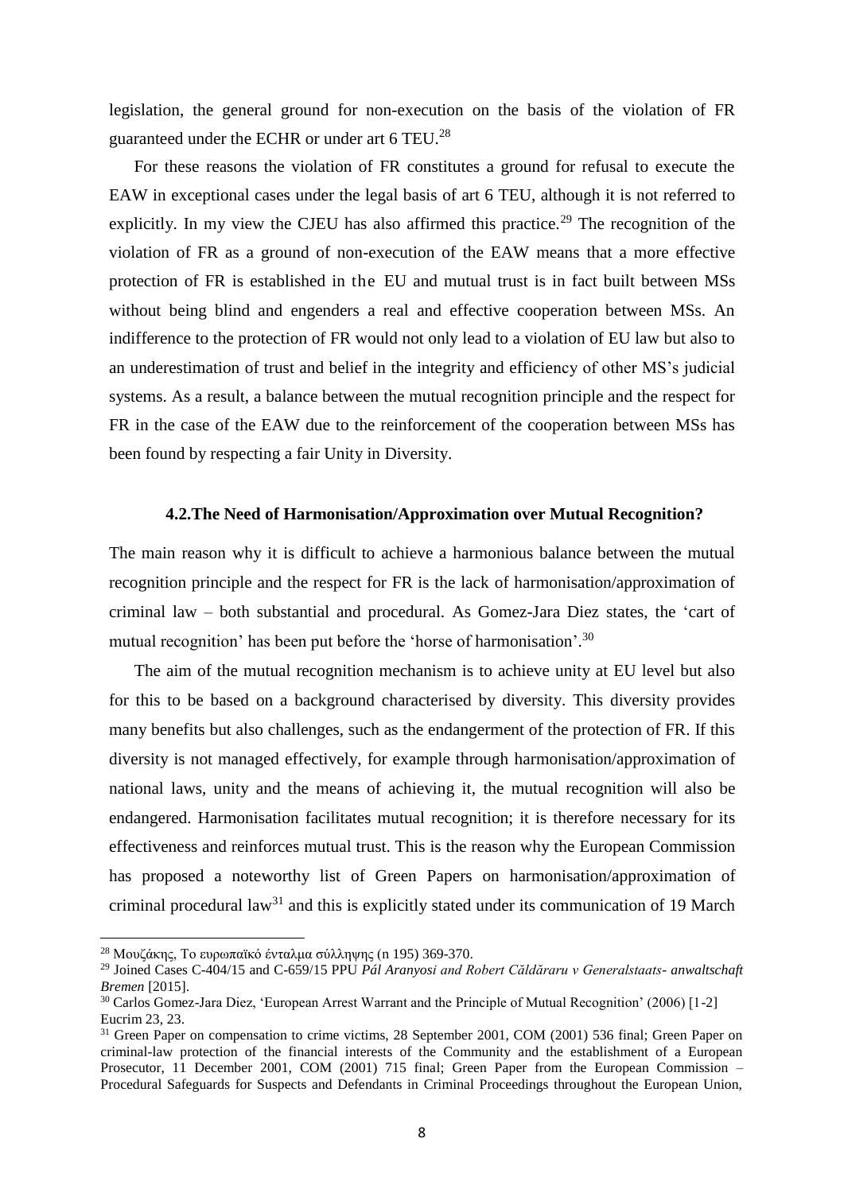legislation, the general ground for non-execution on the basis of the violation of FR guaranteed under the ECHR or under art 6 TEU.[28]

For these reasons the violation of FR constitutes a ground for refusal to execute the EAW in exceptional cases under the legal basis of art 6 TEU, although it is not referred to explicitly. In my view the CJEU has also affirmed this practice.[29] The recognition of the violation of FR as a ground of non-execution of the EAW means that a more effective protection of FR is established in the EU and mutual trust is in fact built between MSs without being blind and engenders a real and effective cooperation between MSs. An indifference to the protection of FR would not only lead to a violation of EU law but also to an underestimation of trust and belief in the integrity and efficiency of other MS's judicial systems. As a result, a balance between the mutual recognition principle and the respect for FR in the case of the EAW due to the reinforcement of the cooperation between MSs has been found by respecting a fair Unity in Diversity.

### 4.2.The Need of Harmonisation/Approximation over Mutual Recognition?

The main reason why it is difficult to achieve a harmonious balance between the mutual recognition principle and the respect for FR is the lack of harmonisation/approximation of criminal law – both substantial and procedural. As Gomez-Jara Diez states, the 'cart of mutual recognition' has been put before the 'horse of harmonisation'.[30]

The aim of the mutual recognition mechanism is to achieve unity at EU level but also for this to be based on a background characterised by diversity. This diversity provides many benefits but also challenges, such as the endangerment of the protection of FR. If this diversity is not managed effectively, for example through harmonisation/approximation of national laws, unity and the means of achieving it, the mutual recognition will also be endangered. Harmonisation facilitates mutual recognition; it is therefore necessary for its effectiveness and reinforces mutual trust. This is the reason why the European Commission has proposed a noteworthy list of Green Papers on harmonisation/approximation of criminal procedural law[31] and this is explicitly stated under its communication of 19 March

---

[28] Μουζάκης, Το ευρωπαϊκό ένταλμα σύλληψης (n 195) 369-370.

[29] Joined Cases C-404/15 and C-659/15 PPU *Pál Aranyosi and Robert Căldăraru v Generalstaats- anwaltschaft Bremen* [2015].

[30] Carlos Gomez-Jara Diez, 'European Arrest Warrant and the Principle of Mutual Recognition' (2006) [1-2] Eucrim 23, 23.

[31] Green Paper on compensation to crime victims, 28 September 2001, COM (2001) 536 final; Green Paper on criminal-law protection of the financial interests of the Community and the establishment of a European Prosecutor, 11 December 2001, COM (2001) 715 final; Green Paper from the European Commission – Procedural Safeguards for Suspects and Defendants in Criminal Proceedings throughout the European Union,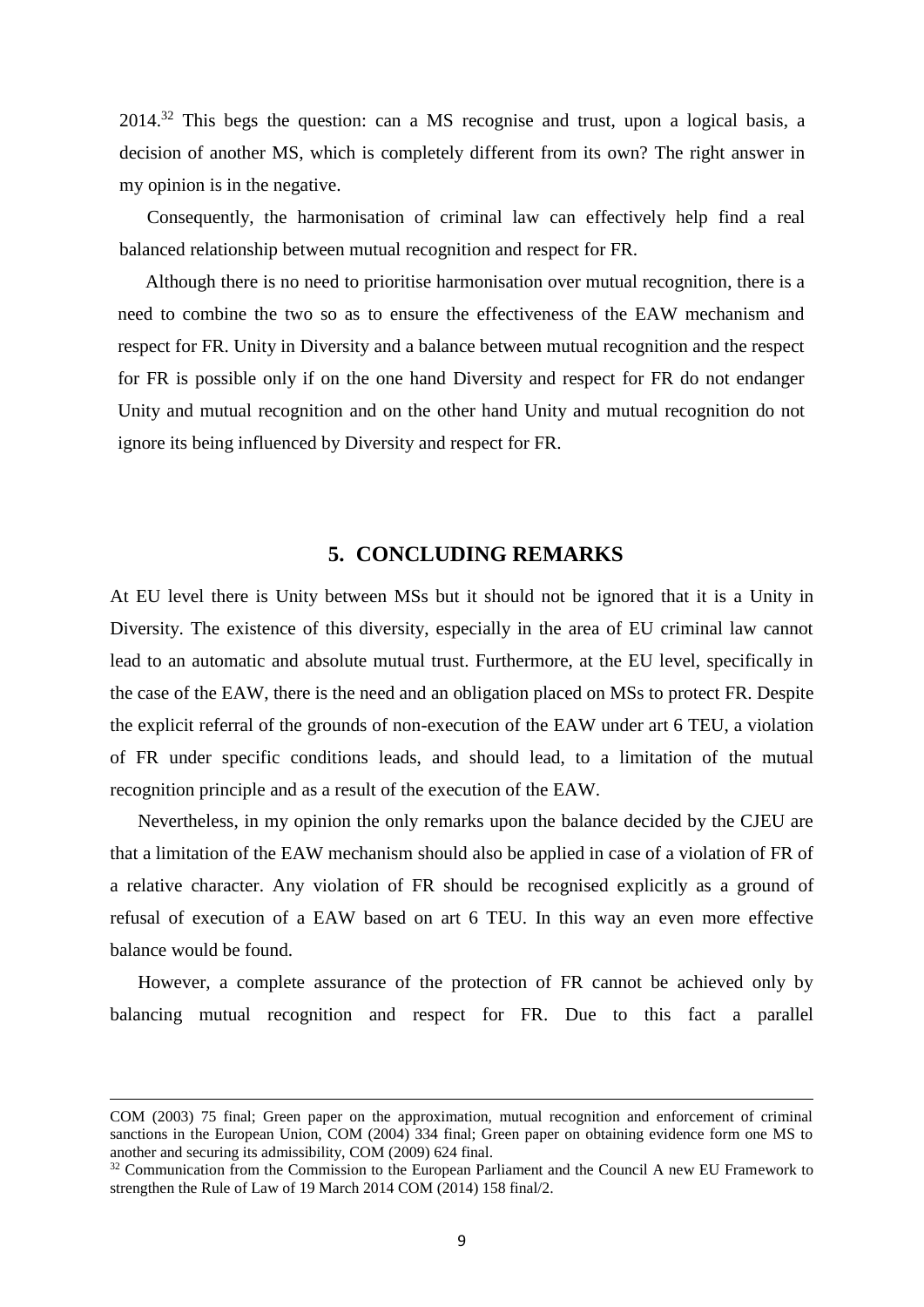2014.[32] This begs the question: can a MS recognise and trust, upon a logical basis, a decision of another MS, which is completely different from its own? The right answer in my opinion is in the negative.

Consequently, the harmonisation of criminal law can effectively help find a real balanced relationship between mutual recognition and respect for FR.

Although there is no need to prioritise harmonisation over mutual recognition, there is a need to combine the two so as to ensure the effectiveness of the EAW mechanism and respect for FR. Unity in Diversity and a balance between mutual recognition and the respect for FR is possible only if on the one hand Diversity and respect for FR do not endanger Unity and mutual recognition and on the other hand Unity and mutual recognition do not ignore its being influenced by Diversity and respect for FR.

## 5. CONCLUDING REMARKS

At EU level there is Unity between MSs but it should not be ignored that it is a Unity in Diversity. The existence of this diversity, especially in the area of EU criminal law cannot lead to an automatic and absolute mutual trust. Furthermore, at the EU level, specifically in the case of the EAW, there is the need and an obligation placed on MSs to protect FR. Despite the explicit referral of the grounds of non-execution of the EAW under art 6 TEU, a violation of FR under specific conditions leads, and should lead, to a limitation of the mutual recognition principle and as a result of the execution of the EAW.

Nevertheless, in my opinion the only remarks upon the balance decided by the CJEU are that a limitation of the EAW mechanism should also be applied in case of a violation of FR of a relative character. Any violation of FR should be recognised explicitly as a ground of refusal of execution of a EAW based on art 6 TEU. In this way an even more effective balance would be found.

However, a complete assurance of the protection of FR cannot be achieved only by balancing mutual recognition and respect for FR. Due to this fact a parallel

---

COM (2003) 75 final; Green paper on the approximation, mutual recognition and enforcement of criminal sanctions in the European Union, COM (2004) 334 final; Green paper on obtaining evidence form one MS to another and securing its admissibility, COM (2009) 624 final.

[32] Communication from the Commission to the European Parliament and the Council A new EU Framework to strengthen the Rule of Law of 19 March 2014 COM (2014) 158 final/2.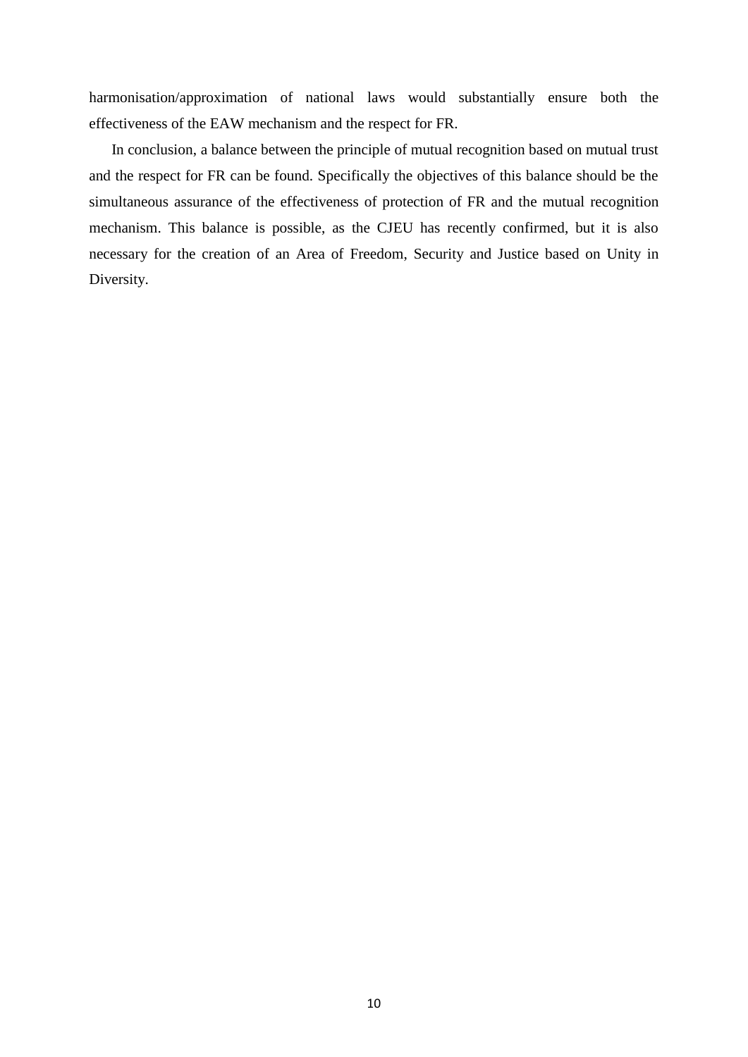harmonisation/approximation of national laws would substantially ensure both the effectiveness of the EAW mechanism and the respect for FR.

In conclusion, a balance between the principle of mutual recognition based on mutual trust and the respect for FR can be found. Specifically the objectives of this balance should be the simultaneous assurance of the effectiveness of protection of FR and the mutual recognition mechanism. This balance is possible, as the CJEU has recently confirmed, but it is also necessary for the creation of an Area of Freedom, Security and Justice based on Unity in Diversity.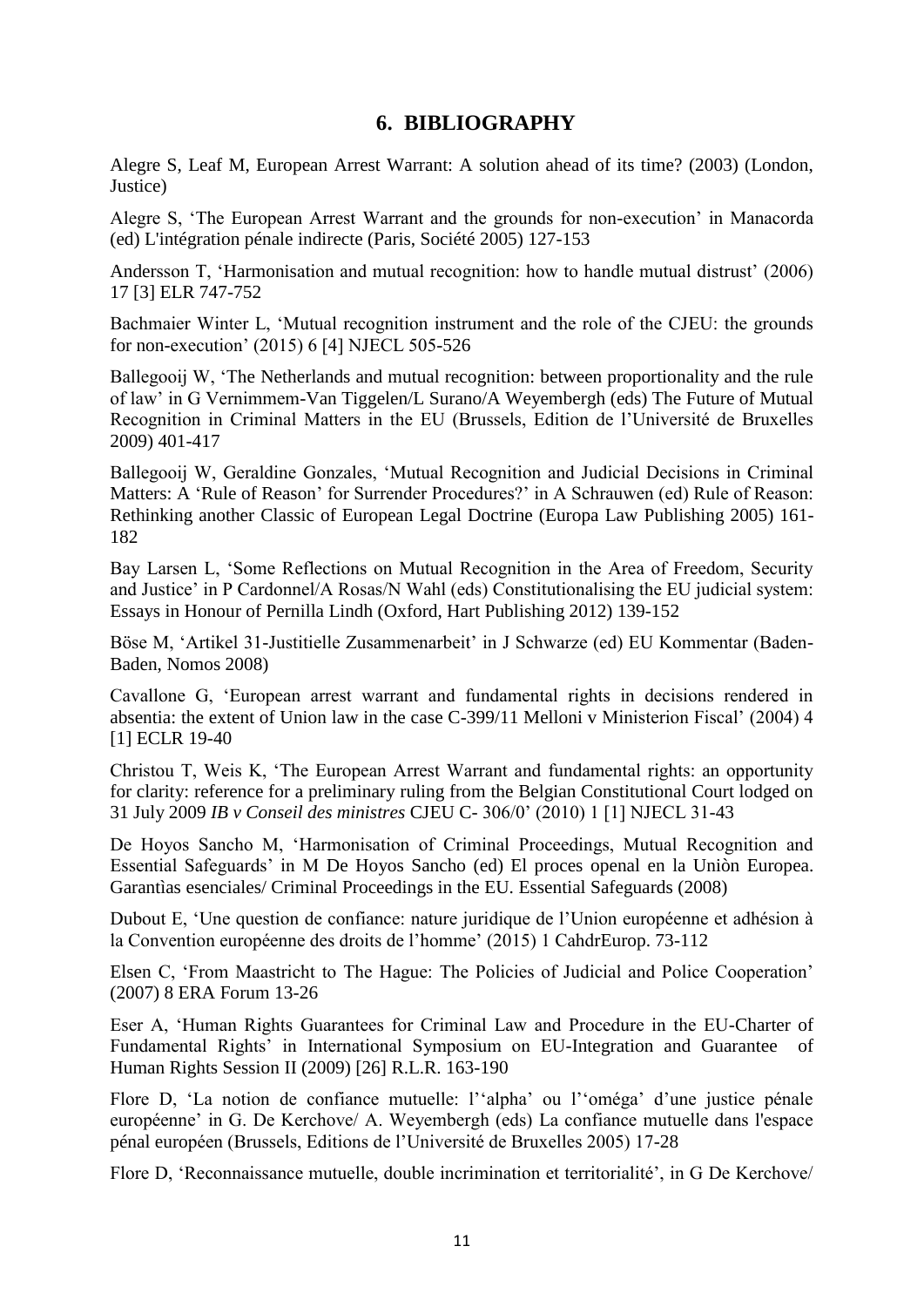## 6. BIBLIOGRAPHY

Alegre S, Leaf M, European Arrest Warrant: A solution ahead of its time? (2003) (London, Justice)

Alegre S, 'The European Arrest Warrant and the grounds for non-execution' in Manacorda (ed) L'intégration pénale indirecte (Paris, Société 2005) 127-153

Andersson T, 'Harmonisation and mutual recognition: how to handle mutual distrust' (2006) 17 [3] ELR 747-752

Bachmaier Winter L, 'Mutual recognition instrument and the role of the CJEU: the grounds for non-execution' (2015) 6 [4] NJECL 505-526

Ballegooij W, 'The Netherlands and mutual recognition: between proportionality and the rule of law' in G Vernimmem-Van Tiggelen/L Surano/A Weyembergh (eds) The Future of Mutual Recognition in Criminal Matters in the EU (Brussels, Edition de l'Université de Bruxelles 2009) 401-417

Ballegooij W, Geraldine Gonzales, 'Mutual Recognition and Judicial Decisions in Criminal Matters: A 'Rule of Reason' for Surrender Procedures?' in A Schrauwen (ed) Rule of Reason: Rethinking another Classic of European Legal Doctrine (Europa Law Publishing 2005) 161-182

Bay Larsen L, 'Some Reflections on Mutual Recognition in the Area of Freedom, Security and Justice' in P Cardonnel/A Rosas/N Wahl (eds) Constitutionalising the EU judicial system: Essays in Honour of Pernilla Lindh (Oxford, Hart Publishing 2012) 139-152

Böse M, 'Artikel 31-Justitielle Zusammenarbeit' in J Schwarze (ed) EU Kommentar (Baden-Baden, Nomos 2008)

Cavallone G, 'European arrest warrant and fundamental rights in decisions rendered in absentia: the extent of Union law in the case C-399/11 Melloni v Ministerion Fiscal' (2004) 4 [1] ECLR 19-40

Christou T, Weis K, 'The European Arrest Warrant and fundamental rights: an opportunity for clarity: reference for a preliminary ruling from the Belgian Constitutional Court lodged on 31 July 2009 *IB v Conseil des ministres* CJEU C- 306/0' (2010) 1 [1] NJECL 31-43

De Hoyos Sancho M, 'Harmonisation of Criminal Proceedings, Mutual Recognition and Essential Safeguards' in M De Hoyos Sancho (ed) El proces openal en la Uniòn Europea. Garantìas esenciales/ Criminal Proceedings in the EU. Essential Safeguards (2008)

Dubout E, 'Une question de confiance: nature juridique de l'Union européenne et adhésion à la Convention européenne des droits de l'homme' (2015) 1 CahdrEurop. 73-112

Elsen C, 'From Maastricht to The Hague: The Policies of Judicial and Police Cooperation' (2007) 8 ERA Forum 13-26

Eser A, 'Human Rights Guarantees for Criminal Law and Procedure in the EU-Charter of Fundamental Rights' in International Symposium on EU-Integration and Guarantee of Human Rights Session II (2009) [26] R.L.R. 163-190

Flore D, 'La notion de confiance mutuelle: l''alpha' ou l''oméga' d'une justice pénale européenne' in G. De Kerchove/ A. Weyembergh (eds) La confiance mutuelle dans l'espace pénal européen (Brussels, Editions de l'Université de Bruxelles 2005) 17-28

Flore D, 'Reconnaissance mutuelle, double incrimination et territorialité', in G De Kerchove/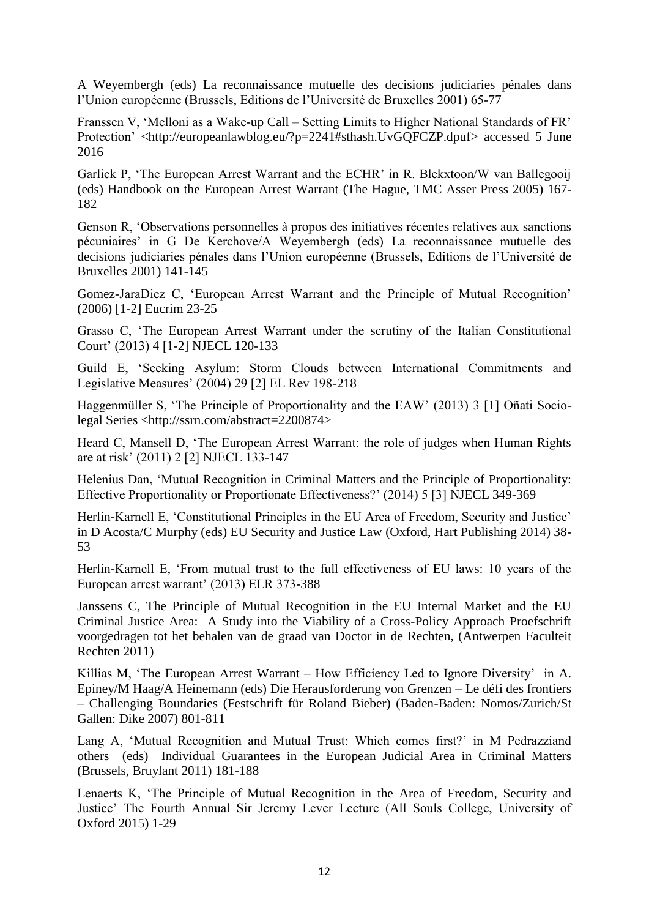A Weyembergh (eds) La reconnaissance mutuelle des decisions judiciaries pénales dans l'Union européenne (Brussels, Editions de l'Université de Bruxelles 2001) 65-77

Franssen V, 'Melloni as a Wake-up Call – Setting Limits to Higher National Standards of FR' Protection' <http://europeanlawblog.eu/?p=2241#sthash.UvGQFCZP.dpuf> accessed 5 June 2016

Garlick P, 'The European Arrest Warrant and the ECHR' in R. Blekxtoon/W van Ballegooij (eds) Handbook on the European Arrest Warrant (The Hague, TMC Asser Press 2005) 167-182

Genson R, 'Observations personnelles à propos des initiatives récentes relatives aux sanctions pécuniaires' in G De Kerchove/A Weyembergh (eds) La reconnaissance mutuelle des decisions judiciaries pénales dans l'Union européenne (Brussels, Editions de l'Université de Bruxelles 2001) 141-145

Gomez-JaraDiez C, 'European Arrest Warrant and the Principle of Mutual Recognition' (2006) [1-2] Eucrim 23-25

Grasso C, 'The European Arrest Warrant under the scrutiny of the Italian Constitutional Court' (2013) 4 [1-2] NJECL 120-133

Guild E, 'Seeking Asylum: Storm Clouds between International Commitments and Legislative Measures' (2004) 29 [2] EL Rev 198-218

Haggenmüller S, 'The Principle of Proportionality and the EAW' (2013) 3 [1] Oñati Socio-legal Series <http://ssrn.com/abstract=2200874>

Heard C, Mansell D, 'The European Arrest Warrant: the role of judges when Human Rights are at risk' (2011) 2 [2] NJECL 133-147

Helenius Dan, 'Mutual Recognition in Criminal Matters and the Principle of Proportionality: Effective Proportionality or Proportionate Effectiveness?' (2014) 5 [3] NJECL 349-369

Herlin-Karnell E, 'Constitutional Principles in the EU Area of Freedom, Security and Justice' in D Acosta/C Murphy (eds) EU Security and Justice Law (Oxford, Hart Publishing 2014) 38-53

Herlin-Karnell E, 'From mutual trust to the full effectiveness of EU laws: 10 years of the European arrest warrant' (2013) ELR 373-388

Janssens C, The Principle of Mutual Recognition in the EU Internal Market and the EU Criminal Justice Area: A Study into the Viability of a Cross-Policy Approach Proefschrift voorgedragen tot het behalen van de graad van Doctor in de Rechten, (Antwerpen Faculteit Rechten 2011)

Killias M, 'The European Arrest Warrant – How Efficiency Led to Ignore Diversity' in A. Epiney/M Haag/A Heinemann (eds) Die Herausforderung von Grenzen – Le défi des frontiers – Challenging Boundaries (Festschrift für Roland Bieber) (Baden-Baden: Nomos/Zurich/St Gallen: Dike 2007) 801-811

Lang A, 'Mutual Recognition and Mutual Trust: Which comes first?' in M Pedrazziand others (eds) Individual Guarantees in the European Judicial Area in Criminal Matters (Brussels, Bruylant 2011) 181-188

Lenaerts K, 'The Principle of Mutual Recognition in the Area of Freedom, Security and Justice' The Fourth Annual Sir Jeremy Lever Lecture (All Souls College, University of Oxford 2015) 1-29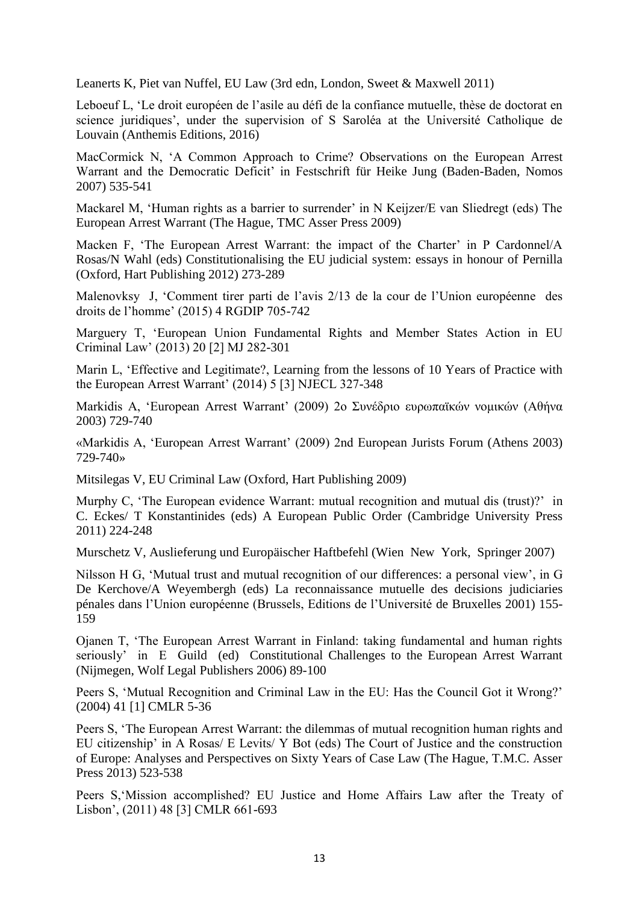Leanerts K, Piet van Nuffel, EU Law (3rd edn, London, Sweet & Maxwell 2011)

Leboeuf L, 'Le droit européen de l'asile au défi de la confiance mutuelle, thèse de doctorat en science juridiques', under the supervision of S Saroléa at the Université Catholique de Louvain (Anthemis Editions, 2016)

MacCormick N, 'A Common Approach to Crime? Observations on the European Arrest Warrant and the Democratic Deficit' in Festschrift für Heike Jung (Baden-Baden, Nomos 2007) 535-541

Mackarel M, 'Human rights as a barrier to surrender' in N Keijzer/E van Sliedregt (eds) The European Arrest Warrant (The Hague, TMC Asser Press 2009)

Macken F, 'The European Arrest Warrant: the impact of the Charter' in P Cardonnel/A Rosas/N Wahl (eds) Constitutionalising the EU judicial system: essays in honour of Pernilla (Oxford, Hart Publishing 2012) 273-289

Malenovksy J, 'Comment tirer parti de l'avis 2/13 de la cour de l'Union européenne des droits de l'homme' (2015) 4 RGDIP 705-742

Marguery T, 'European Union Fundamental Rights and Member States Action in EU Criminal Law' (2013) 20 [2] MJ 282-301

Marin L, 'Effective and Legitimate?, Learning from the lessons of 10 Years of Practice with the European Arrest Warrant' (2014) 5 [3] NJECL 327-348

Markidis A, 'European Arrest Warrant' (2009) 2ο Συνέδριο ευρωπαϊκών νομικών (Αθήνα 2003) 729-740

«Markidis A, 'European Arrest Warrant' (2009) 2nd European Jurists Forum (Athens 2003) 729-740»

Mitsilegas V, EU Criminal Law (Oxford, Hart Publishing 2009)

Murphy C, 'The European evidence Warrant: mutual recognition and mutual dis (trust)?' in C. Eckes/ T Konstantinides (eds) A European Public Order (Cambridge University Press 2011) 224-248

Murschetz V, Auslieferung und Europäischer Haftbefehl (Wien New York, Springer 2007)

Nilsson H G, 'Mutual trust and mutual recognition of our differences: a personal view', in G De Kerchove/A Weyembergh (eds) La reconnaissance mutuelle des decisions judiciaries pénales dans l'Union européenne (Brussels, Editions de l'Université de Bruxelles 2001) 155-159

Ojanen T, 'The European Arrest Warrant in Finland: taking fundamental and human rights seriously' in E Guild (ed) Constitutional Challenges to the European Arrest Warrant (Nijmegen, Wolf Legal Publishers 2006) 89-100

Peers S, 'Mutual Recognition and Criminal Law in the EU: Has the Council Got it Wrong?' (2004) 41 [1] CMLR 5-36

Peers S, 'The European Arrest Warrant: the dilemmas of mutual recognition human rights and EU citizenship' in A Rosas/ E Levits/ Y Bot (eds) The Court of Justice and the construction of Europe: Analyses and Perspectives on Sixty Years of Case Law (The Hague, T.M.C. Asser Press 2013) 523-538

Peers S,'Mission accomplished? EU Justice and Home Affairs Law after the Treaty of Lisbon', (2011) 48 [3] CMLR 661-693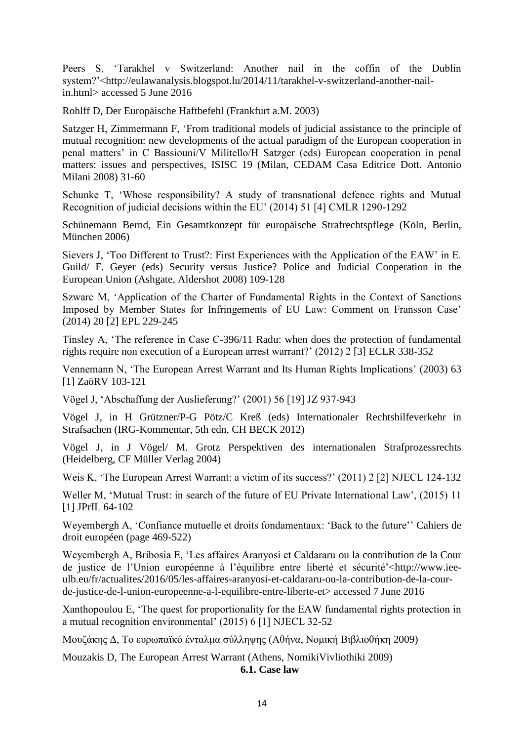Peers S, 'Tarakhel v Switzerland: Another nail in the coffin of the Dublin system?'<http://eulawanalysis.blogspot.lu/2014/11/tarakhel-v-switzerland-another-nail-in.html> accessed 5 June 2016

Rohlff D, Der Europäische Haftbefehl (Frankfurt a.M. 2003)

Satzger H, Zimmermann F, 'From traditional models of judicial assistance to the principle of mutual recognition: new developments of the actual paradigm of the European cooperation in penal matters' in C Bassiouni/V Militello/H Satzger (eds) European cooperation in penal matters: issues and perspectives, ISISC 19 (Milan, CEDAM Casa Editrice Dott. Antonio Milani 2008) 31-60

Schunke T, 'Whose responsibility? A study of transnational defence rights and Mutual Recognition of judicial decisions within the EU' (2014) 51 [4] CMLR 1290-1292

Schünemann Bernd, Ein Gesamtkonzept für europäische Strafrechtspflege (Köln, Berlin, München 2006)

Sievers J, 'Too Different to Trust?: First Experiences with the Application of the EAW' in E. Guild/ F. Geyer (eds) Security versus Justice? Police and Judicial Cooperation in the European Union (Ashgate, Aldershot 2008) 109-128

Szwarc M, 'Application of the Charter of Fundamental Rights in the Context of Sanctions Imposed by Member States for Infringements of EU Law: Comment on Fransson Case' (2014) 20 [2] EPL 229-245

Tinsley A, 'The reference in Case C-396/11 Radu: when does the protection of fundamental rights require non execution of a European arrest warrant?' (2012) 2 [3] ECLR 338-352

Vennemann N, 'The European Arrest Warrant and Its Human Rights Implications' (2003) 63 [1] ZaöRV 103-121

Vögel J, 'Abschaffung der Auslieferung?' (2001) 56 [19] JZ 937-943

Vögel J, in H Grützner/P-G Pötz/C Kreß (eds) Internationaler Rechtshilfeverkehr in Strafsachen (IRG-Kommentar, 5th edn, CH BECK 2012)

Vögel J, in J Vögel/ M. Grotz Perspektiven des internationalen Strafprozessrechts (Heidelberg, CF Müller Verlag 2004)

Weis K, 'The European Arrest Warrant: a victim of its success?' (2011) 2 [2] NJECL 124-132

Weller M, 'Mutual Trust: in search of the future of EU Private International Law', (2015) 11 [1] JPrIL 64-102

Weyembergh A, 'Confiance mutuelle et droits fondamentaux: 'Back to the future'' Cahiers de droit européen (page 469-522)

Weyembergh A, Bribosia E, 'Les affaires Aranyosi et Caldararu ou la contribution de la Cour de justice de l'Union européenne à l'équilibre entre liberté et sécurité'<http://www.iee-ulb.eu/fr/actualites/2016/05/les-affaires-aranyosi-et-caldararu-ou-la-contribution-de-la-cour-de-justice-de-l-union-europeenne-a-l-equilibre-entre-liberte-et> accessed 7 June 2016

Xanthopoulou E, 'The quest for proportionality for the EAW fundamental rights protection in a mutual recognition environmental' (2015) 6 [1] NJECL 32-52

Μουζάκης Δ, Το ευρωπαϊκό ένταλμα σύλληψης (Αθήνα, Νομική Βιβλιοθήκη 2009)

Mouzakis D, The European Arrest Warrant (Athens, NomikiVivliothiki 2009)

### 6.1. Case law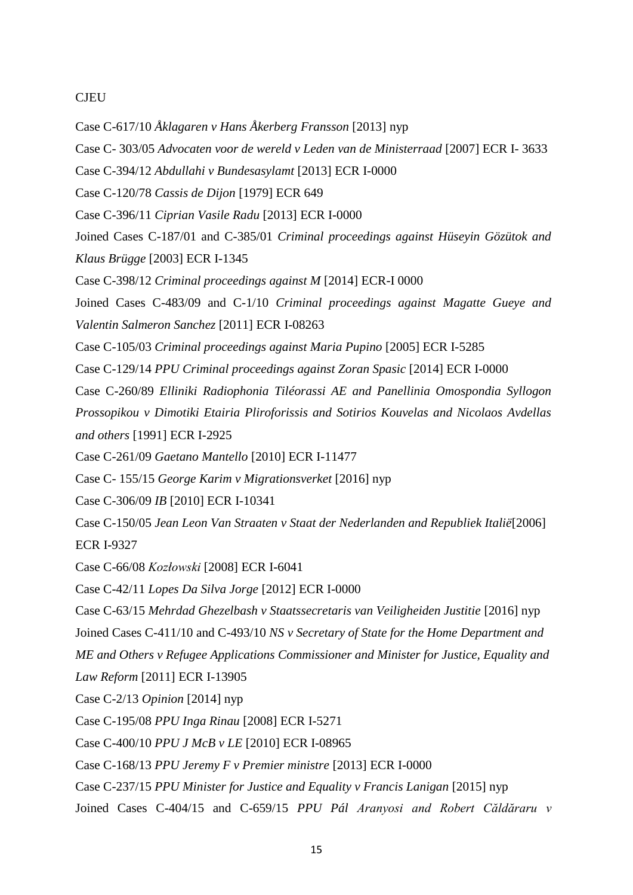CJEU

Case C-617/10 *Åklagaren v Hans Åkerberg Fransson* [2013] nyp

Case C- 303/05 *Advocaten voor de wereld v Leden van de Ministerraad* [2007] ECR I- 3633

Case C-394/12 *Abdullahi v Bundesasylamt* [2013] ECR I-0000

Case C-120/78 *Cassis de Dijon* [1979] ECR 649

Case C-396/11 *Ciprian Vasile Radu* [2013] ECR I-0000

Joined Cases C-187/01 and C-385/01 *Criminal proceedings against Hüseyin Gözütok and Klaus Brügge* [2003] ECR I-1345

Case C-398/12 *Criminal proceedings against M* [2014] ECR-I 0000

Joined Cases C-483/09 and C-1/10 *Criminal proceedings against Magatte Gueye and Valentin Salmeron Sanchez* [2011] ECR I-08263

Case C-105/03 *Criminal proceedings against Maria Pupino* [2005] ECR I-5285

Case C-129/14 *PPU Criminal proceedings against Zoran Spasic* [2014] ECR I-0000

Case C-260/89 *Elliniki Radiophonia Tiléorassi AE and Panellinia Omospondia Syllogon Prossopikou v Dimotiki Etairia Pliroforissis and Sotirios Kouvelas and Nicolaos Avdellas and others* [1991] ECR I-2925

Case C-261/09 *Gaetano Mantello* [2010] ECR I-11477

Case C- 155/15 *George Karim v Migrationsverket* [2016] nyp

Case C-306/09 *IB* [2010] ECR I-10341

Case C-150/05 *Jean Leon Van Straaten v Staat der Nederlanden and Republiek Italië*[2006] ECR I-9327

Case C-66/08 *Kozłowski* [2008] ECR I-6041

Case C-42/11 *Lopes Da Silva Jorge* [2012] ECR I-0000

Case C-63/15 *Mehrdad Ghezelbash v Staatssecretaris van Veiligheiden Justitie* [2016] nyp

Joined Cases C-411/10 and C-493/10 *NS v Secretary of State for the Home Department and ME and Others v Refugee Applications Commissioner and Minister for Justice, Equality and Law Reform* [2011] ECR I-13905

Case C-2/13 *Opinion* [2014] nyp

Case C-195/08 *PPU Inga Rinau* [2008] ECR I-5271

Case C-400/10 *PPU J McB v LE* [2010] ECR I-08965

Case C-168/13 *PPU Jeremy F v Premier ministre* [2013] ECR I-0000

Case C-237/15 *PPU Minister for Justice and Equality v Francis Lanigan* [2015] nyp

Joined Cases C-404/15 and C-659/15 *PPU Pál Aranyosi and Robert Căldăraru v*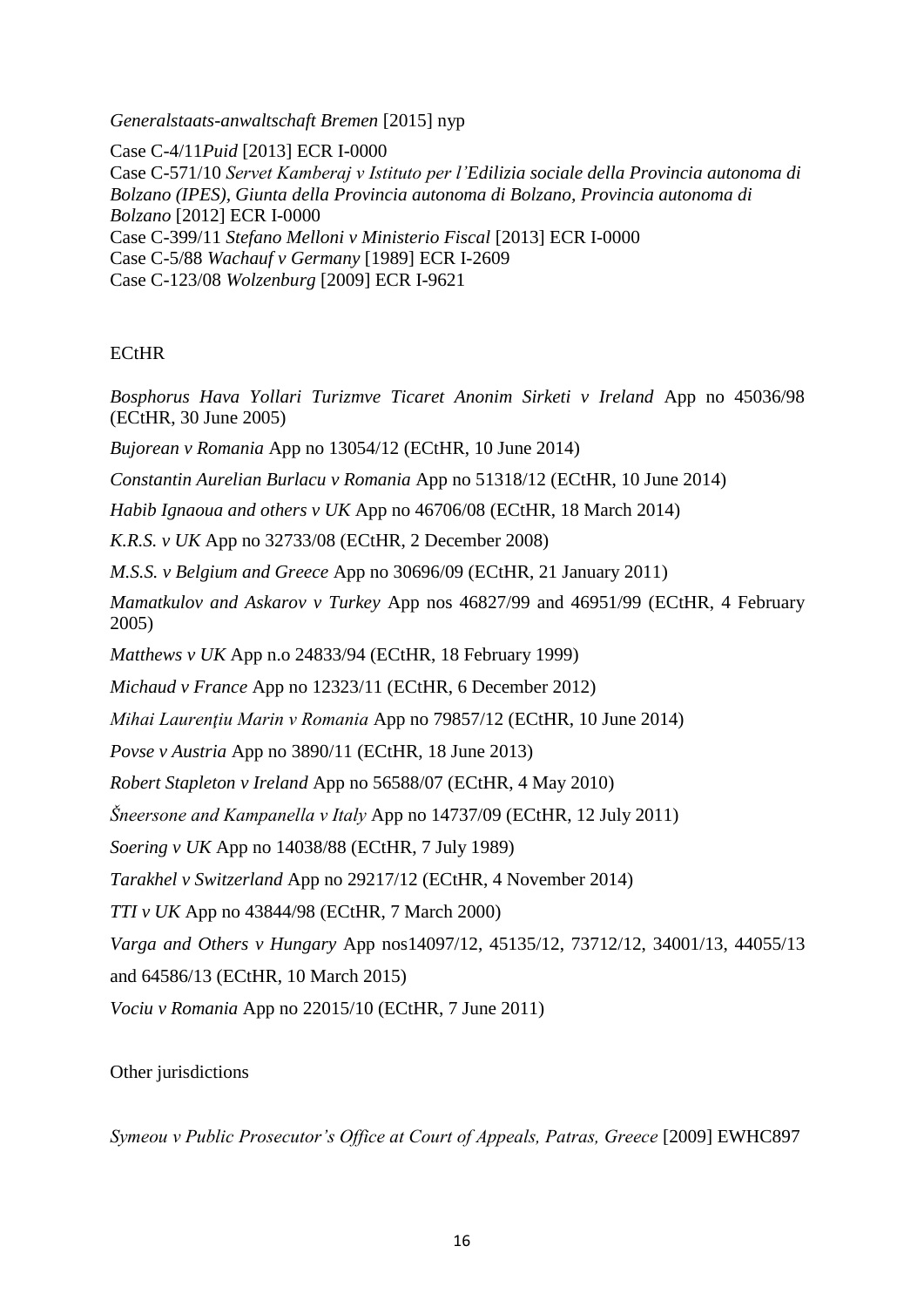*Generalstaats-anwaltschaft Bremen* [2015] nyp

Case C-4/11*Puid* [2013] ECR I-0000
Case C-571/10 *Servet Kamberaj v Istituto per l'Edilizia sociale della Provincia autonoma di Bolzano (IPES), Giunta della Provincia autonoma di Bolzano, Provincia autonoma di Bolzano* [2012] ECR I-0000
Case C-399/11 *Stefano Melloni v Ministerio Fiscal* [2013] ECR I-0000
Case C-5/88 *Wachauf v Germany* [1989] ECR I-2609
Case C-123/08 *Wolzenburg* [2009] ECR I-9621

ECtHR

*Bosphorus Hava Yollari Turizmve Ticaret Anonim Sirketi v Ireland* App no 45036/98 (ECtHR, 30 June 2005)

*Bujorean v Romania* App no 13054/12 (ECtHR, 10 June 2014)

*Constantin Aurelian Burlacu v Romania* App no 51318/12 (ECtHR, 10 June 2014)

*Habib Ignaoua and others v UK* App no 46706/08 (ECtHR, 18 March 2014)

*K.R.S. v UK* App no 32733/08 (ECtHR, 2 December 2008)

*M.S.S. v Belgium and Greece* App no 30696/09 (ECtHR, 21 January 2011)

*Mamatkulov and Askarov v Turkey* App nos 46827/99 and 46951/99 (ECtHR, 4 February 2005)

*Matthews v UK* App n.o 24833/94 (ECtHR, 18 February 1999)

*Michaud v France* App no 12323/11 (ECtHR, 6 December 2012)

*Mihai Laurenţiu Marin v Romania* App no 79857/12 (ECtHR, 10 June 2014)

*Povse v Austria* App no 3890/11 (ECtHR, 18 June 2013)

*Robert Stapleton v Ireland* App no 56588/07 (ECtHR, 4 May 2010)

*Šneersone and Kampanella v Italy* App no 14737/09 (ECtHR, 12 July 2011)

*Soering v UK* App no 14038/88 (ECtHR, 7 July 1989)

*Tarakhel v Switzerland* App no 29217/12 (ECtHR, 4 November 2014)

*TTI v UK* App no 43844/98 (ECtHR, 7 March 2000)

*Varga and Others v Hungary* App nos14097/12, 45135/12, 73712/12, 34001/13, 44055/13 and 64586/13 (ECtHR, 10 March 2015)

*Vociu v Romania* App no 22015/10 (ECtHR, 7 June 2011)

Other jurisdictions

*Symeou v Public Prosecutor's Office at Court of Appeals, Patras, Greece* [2009] EWHC897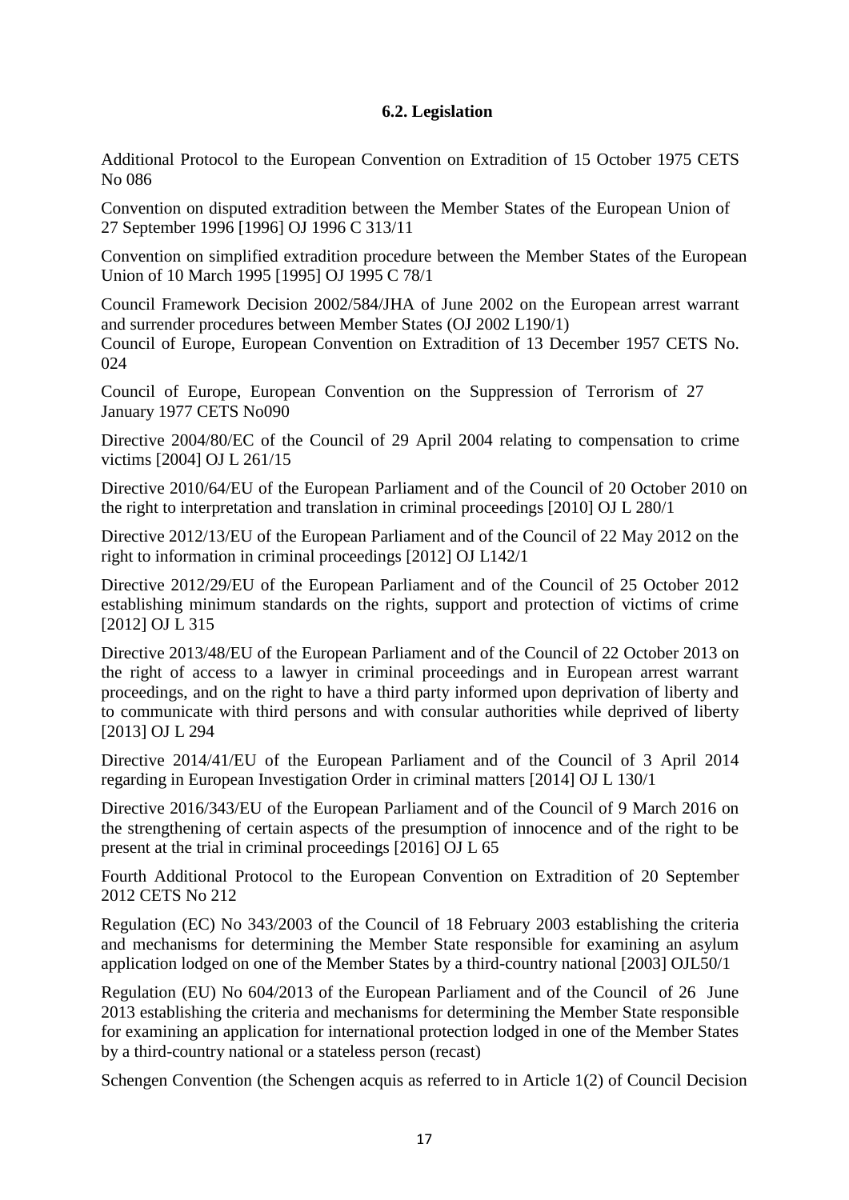### 6.2. Legislation

Additional Protocol to the European Convention on Extradition of 15 October 1975 CETS No 086

Convention on disputed extradition between the Member States of the European Union of 27 September 1996 [1996] OJ 1996 C 313/11

Convention on simplified extradition procedure between the Member States of the European Union of 10 March 1995 [1995] OJ 1995 C 78/1

Council Framework Decision 2002/584/JHA of June 2002 on the European arrest warrant and surrender procedures between Member States (OJ 2002 L190/1)

Council of Europe, European Convention on Extradition of 13 December 1957 CETS No. 024

Council of Europe, European Convention on the Suppression of Terrorism of 27 January 1977 CETS No090

Directive 2004/80/EC of the Council of 29 April 2004 relating to compensation to crime victims [2004] OJ L 261/15

Directive 2010/64/EU of the European Parliament and of the Council of 20 October 2010 on the right to interpretation and translation in criminal proceedings [2010] OJ L 280/1

Directive 2012/13/EU of the European Parliament and of the Council of 22 May 2012 on the right to information in criminal proceedings [2012] OJ L142/1

Directive 2012/29/EU of the European Parliament and of the Council of 25 October 2012 establishing minimum standards on the rights, support and protection of victims of crime [2012] OJ L 315

Directive 2013/48/EU of the European Parliament and of the Council of 22 October 2013 on the right of access to a lawyer in criminal proceedings and in European arrest warrant proceedings, and on the right to have a third party informed upon deprivation of liberty and to communicate with third persons and with consular authorities while deprived of liberty [2013] OJ L 294

Directive 2014/41/EU of the European Parliament and of the Council of 3 April 2014 regarding in European Investigation Order in criminal matters [2014] OJ L 130/1

Directive 2016/343/EU of the European Parliament and of the Council of 9 March 2016 on the strengthening of certain aspects of the presumption of innocence and of the right to be present at the trial in criminal proceedings [2016] OJ L 65

Fourth Additional Protocol to the European Convention on Extradition of 20 September 2012 CETS No 212

Regulation (EC) No 343/2003 of the Council of 18 February 2003 establishing the criteria and mechanisms for determining the Member State responsible for examining an asylum application lodged on one of the Member States by a third-country national [2003] OJL50/1

Regulation (EU) No 604/2013 of the European Parliament and of the Council of 26 June 2013 establishing the criteria and mechanisms for determining the Member State responsible for examining an application for international protection lodged in one of the Member States by a third-country national or a stateless person (recast)

Schengen Convention (the Schengen acquis as referred to in Article 1(2) of Council Decision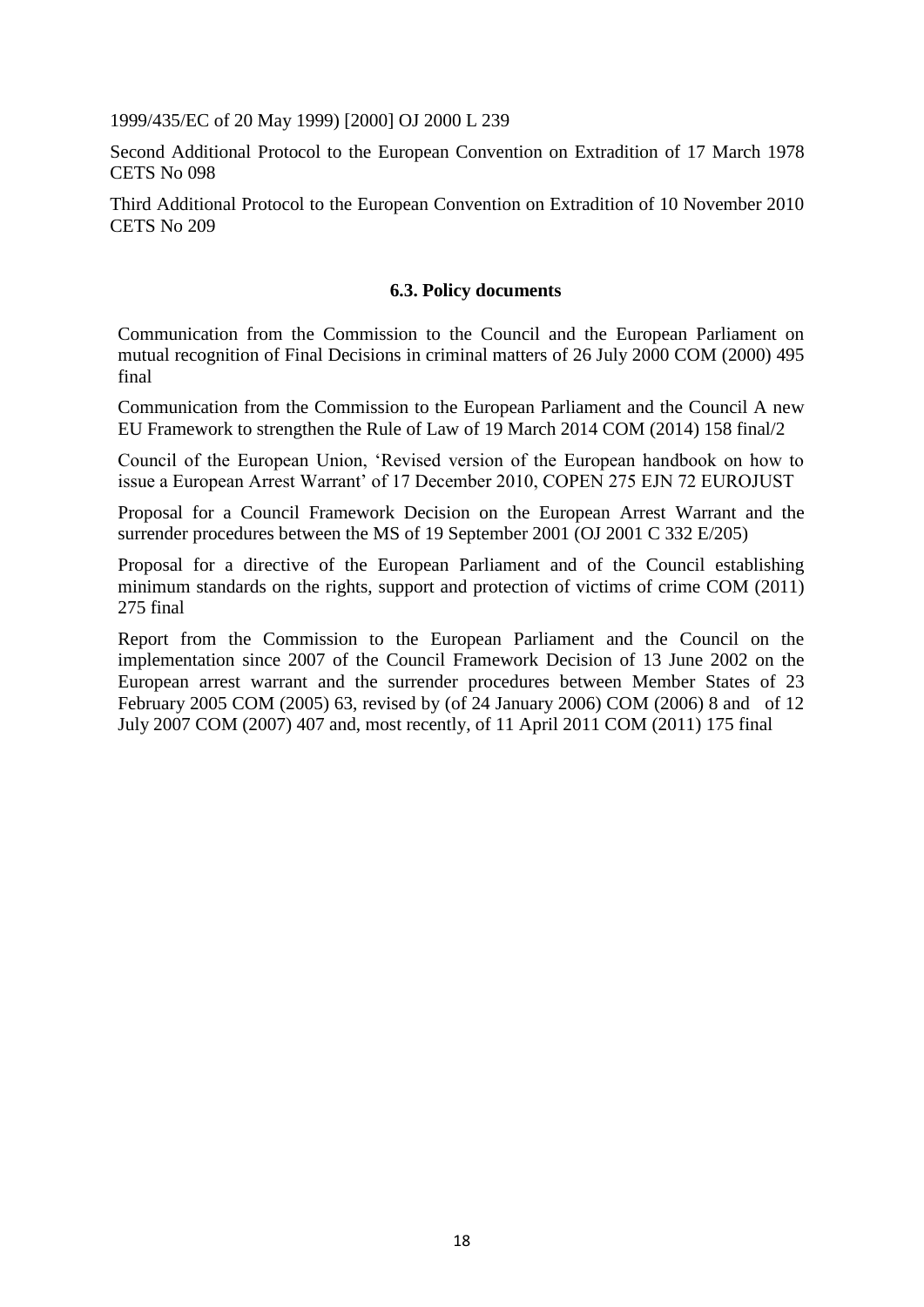1999/435/EC of 20 May 1999) [2000] OJ 2000 L 239

Second Additional Protocol to the European Convention on Extradition of 17 March 1978 CETS No 098

Third Additional Protocol to the European Convention on Extradition of 10 November 2010 CETS No 209

### 6.3. Policy documents

Communication from the Commission to the Council and the European Parliament on mutual recognition of Final Decisions in criminal matters of 26 July 2000 COM (2000) 495 final

Communication from the Commission to the European Parliament and the Council A new EU Framework to strengthen the Rule of Law of 19 March 2014 COM (2014) 158 final/2

Council of the European Union, 'Revised version of the European handbook on how to issue a European Arrest Warrant' of 17 December 2010, COPEN 275 EJN 72 EUROJUST

Proposal for a Council Framework Decision on the European Arrest Warrant and the surrender procedures between the MS of 19 September 2001 (OJ 2001 C 332 E/205)

Proposal for a directive of the European Parliament and of the Council establishing minimum standards on the rights, support and protection of victims of crime COM (2011) 275 final

Report from the Commission to the European Parliament and the Council on the implementation since 2007 of the Council Framework Decision of 13 June 2002 on the European arrest warrant and the surrender procedures between Member States of 23 February 2005 COM (2005) 63, revised by (of 24 January 2006) COM (2006) 8 and of 12 July 2007 COM (2007) 407 and, most recently, of 11 April 2011 COM (2011) 175 final